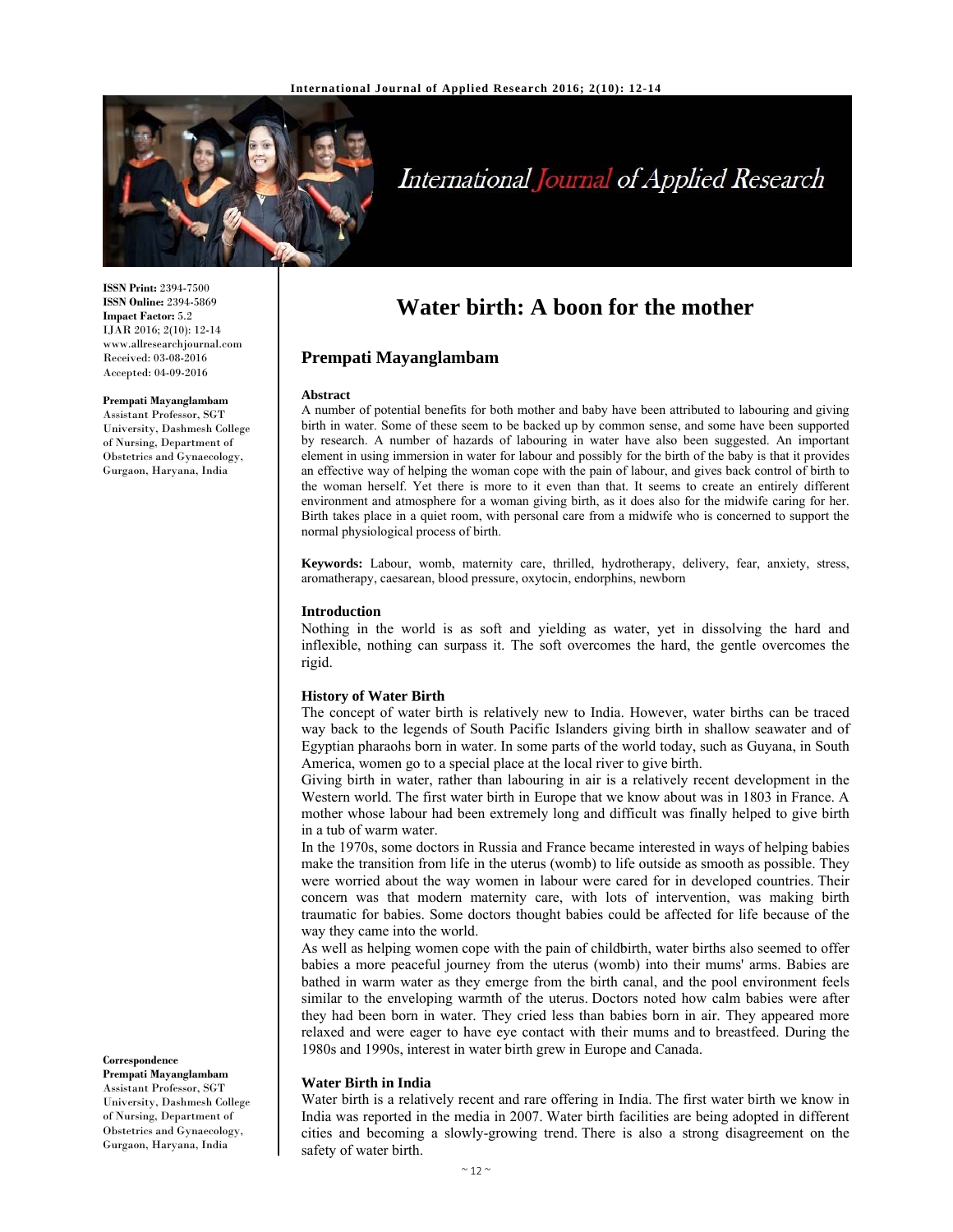# Water birth: A boon for the mother

**Prempati Mayanglambam**

**ISSN Print:** 2394-7500
**ISSN Online:** 2394-5869
**Impact Factor:** 5.2
IJAR 2016; 2(10): 12-14
www.allresearchjournal.com
Received: 03-08-2016
Accepted: 04-09-2016

**Prempati Mayanglambam**
Assistant Professor, SGT University, Dashmesh College of Nursing, Department of Obstetrics and Gynaecology, Gurgaon, Haryana, India

**Correspondence**
**Prempati Mayanglambam**
Assistant Professor, SGT University, Dashmesh College of Nursing, Department of Obstetrics and Gynaecology, Gurgaon, Haryana, India

### Abstract

A number of potential benefits for both mother and baby have been attributed to labouring and giving birth in water. Some of these seem to be backed up by common sense, and some have been supported by research. A number of hazards of labouring in water have also been suggested. An important element in using immersion in water for labour and possibly for the birth of the baby is that it provides an effective way of helping the woman cope with the pain of labour, and gives back control of birth to the woman herself. Yet there is more to it even than that. It seems to create an entirely different environment and atmosphere for a woman giving birth, as it does also for the midwife caring for her. Birth takes place in a quiet room, with personal care from a midwife who is concerned to support the normal physiological process of birth.

**Keywords:** Labour, womb, maternity care, thrilled, hydrotherapy, delivery, fear, anxiety, stress, aromatherapy, caesarean, blood pressure, oxytocin, endorphins, newborn

### Introduction

Nothing in the world is as soft and yielding as water, yet in dissolving the hard and inflexible, nothing can surpass it. The soft overcomes the hard, the gentle overcomes the rigid.

### History of Water Birth

The concept of water birth is relatively new to India. However, water births can be traced way back to the legends of South Pacific Islanders giving birth in shallow seawater and of Egyptian pharaohs born in water. In some parts of the world today, such as Guyana, in South America, women go to a special place at the local river to give birth.

Giving birth in water, rather than labouring in air is a relatively recent development in the Western world. The first water birth in Europe that we know about was in 1803 in France. A mother whose labour had been extremely long and difficult was finally helped to give birth in a tub of warm water.

In the 1970s, some doctors in Russia and France became interested in ways of helping babies make the transition from life in the uterus (womb) to life outside as smooth as possible. They were worried about the way women in labour were cared for in developed countries. Their concern was that modern maternity care, with lots of intervention, was making birth traumatic for babies. Some doctors thought babies could be affected for life because of the way they came into the world.

As well as helping women cope with the pain of childbirth, water births also seemed to offer babies a more peaceful journey from the uterus (womb) into their mums' arms. Babies are bathed in warm water as they emerge from the birth canal, and the pool environment feels similar to the enveloping warmth of the uterus. Doctors noted how calm babies were after they had been born in water. They cried less than babies born in air. They appeared more relaxed and were eager to have eye contact with their mums and to breastfeed. During the 1980s and 1990s, interest in water birth grew in Europe and Canada.

### Water Birth in India

Water birth is a relatively recent and rare offering in India. The first water birth we know in India was reported in the media in 2007. Water birth facilities are being adopted in different cities and becoming a slowly-growing trend. There is also a strong disagreement on the safety of water birth.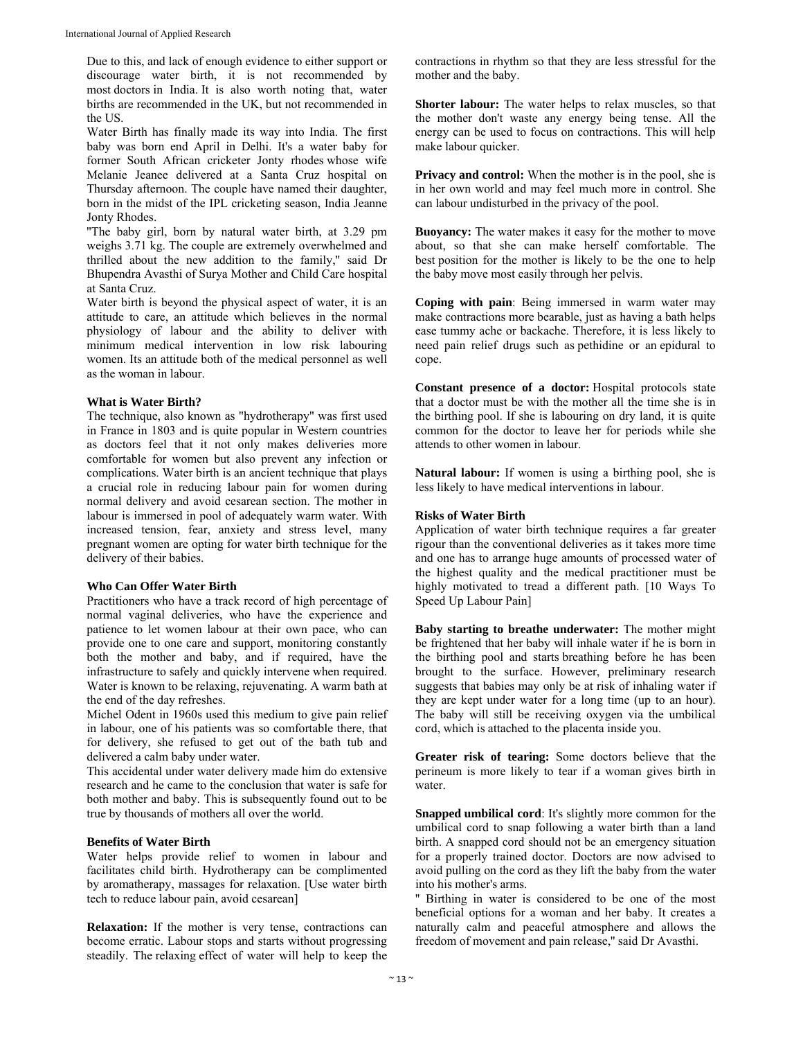Due to this, and lack of enough evidence to either support or discourage water birth, it is not recommended by most doctors in India. It is also worth noting that, water births are recommended in the UK, but not recommended in the US.

Water Birth has finally made its way into India. The first baby was born end April in Delhi. It's a water baby for former South African cricketer Jonty rhodes whose wife Melanie Jeanee delivered at a Santa Cruz hospital on Thursday afternoon. The couple have named their daughter, born in the midst of the IPL cricketing season, India Jeanne Jonty Rhodes.

"The baby girl, born by natural water birth, at 3.29 pm weighs 3.71 kg. The couple are extremely overwhelmed and thrilled about the new addition to the family," said Dr Bhupendra Avasthi of Surya Mother and Child Care hospital at Santa Cruz.

Water birth is beyond the physical aspect of water, it is an attitude to care, an attitude which believes in the normal physiology of labour and the ability to deliver with minimum medical intervention in low risk labouring women. Its an attitude both of the medical personnel as well as the woman in labour.

### What is Water Birth?

The technique, also known as "hydrotherapy" was first used in France in 1803 and is quite popular in Western countries as doctors feel that it not only makes deliveries more comfortable for women but also prevent any infection or complications. Water birth is an ancient technique that plays a crucial role in reducing labour pain for women during normal delivery and avoid cesarean section. The mother in labour is immersed in pool of adequately warm water. With increased tension, fear, anxiety and stress level, many pregnant women are opting for water birth technique for the delivery of their babies.

### Who Can Offer Water Birth

Practitioners who have a track record of high percentage of normal vaginal deliveries, who have the experience and patience to let women labour at their own pace, who can provide one to one care and support, monitoring constantly both the mother and baby, and if required, have the infrastructure to safely and quickly intervene when required. Water is known to be relaxing, rejuvenating. A warm bath at the end of the day refreshes.

Michel Odent in 1960s used this medium to give pain relief in labour, one of his patients was so comfortable there, that for delivery, she refused to get out of the bath tub and delivered a calm baby under water.

This accidental under water delivery made him do extensive research and he came to the conclusion that water is safe for both mother and baby. This is subsequently found out to be true by thousands of mothers all over the world.

### Benefits of Water Birth

Water helps provide relief to women in labour and facilitates child birth. Hydrotherapy can be complimented by aromatherapy, massages for relaxation. [Use water birth tech to reduce labour pain, avoid cesarean]

**Relaxation:** If the mother is very tense, contractions can become erratic. Labour stops and starts without progressing steadily. The relaxing effect of water will help to keep the contractions in rhythm so that they are less stressful for the mother and the baby.

**Shorter labour:** The water helps to relax muscles, so that the mother don't waste any energy being tense. All the energy can be used to focus on contractions. This will help make labour quicker.

**Privacy and control:** When the mother is in the pool, she is in her own world and may feel much more in control. She can labour undisturbed in the privacy of the pool.

**Buoyancy:** The water makes it easy for the mother to move about, so that she can make herself comfortable. The best position for the mother is likely to be the one to help the baby move most easily through her pelvis.

**Coping with pain**: Being immersed in warm water may make contractions more bearable, just as having a bath helps ease tummy ache or backache. Therefore, it is less likely to need pain relief drugs such as pethidine or an epidural to cope.

**Constant presence of a doctor:** Hospital protocols state that a doctor must be with the mother all the time she is in the birthing pool. If she is labouring on dry land, it is quite common for the doctor to leave her for periods while she attends to other women in labour.

**Natural labour:** If women is using a birthing pool, she is less likely to have medical interventions in labour.

### Risks of Water Birth

Application of water birth technique requires a far greater rigour than the conventional deliveries as it takes more time and one has to arrange huge amounts of processed water of the highest quality and the medical practitioner must be highly motivated to tread a different path. [10 Ways To Speed Up Labour Pain]

**Baby starting to breathe underwater:** The mother might be frightened that her baby will inhale water if he is born in the birthing pool and starts breathing before he has been brought to the surface. However, preliminary research suggests that babies may only be at risk of inhaling water if they are kept under water for a long time (up to an hour). The baby will still be receiving oxygen via the umbilical cord, which is attached to the placenta inside you.

**Greater risk of tearing:** Some doctors believe that the perineum is more likely to tear if a woman gives birth in water.

**Snapped umbilical cord**: It's slightly more common for the umbilical cord to snap following a water birth than a land birth. A snapped cord should not be an emergency situation for a properly trained doctor. Doctors are now advised to avoid pulling on the cord as they lift the baby from the water into his mother's arms.

" Birthing in water is considered to be one of the most beneficial options for a woman and her baby. It creates a naturally calm and peaceful atmosphere and allows the freedom of movement and pain release," said Dr Avasthi.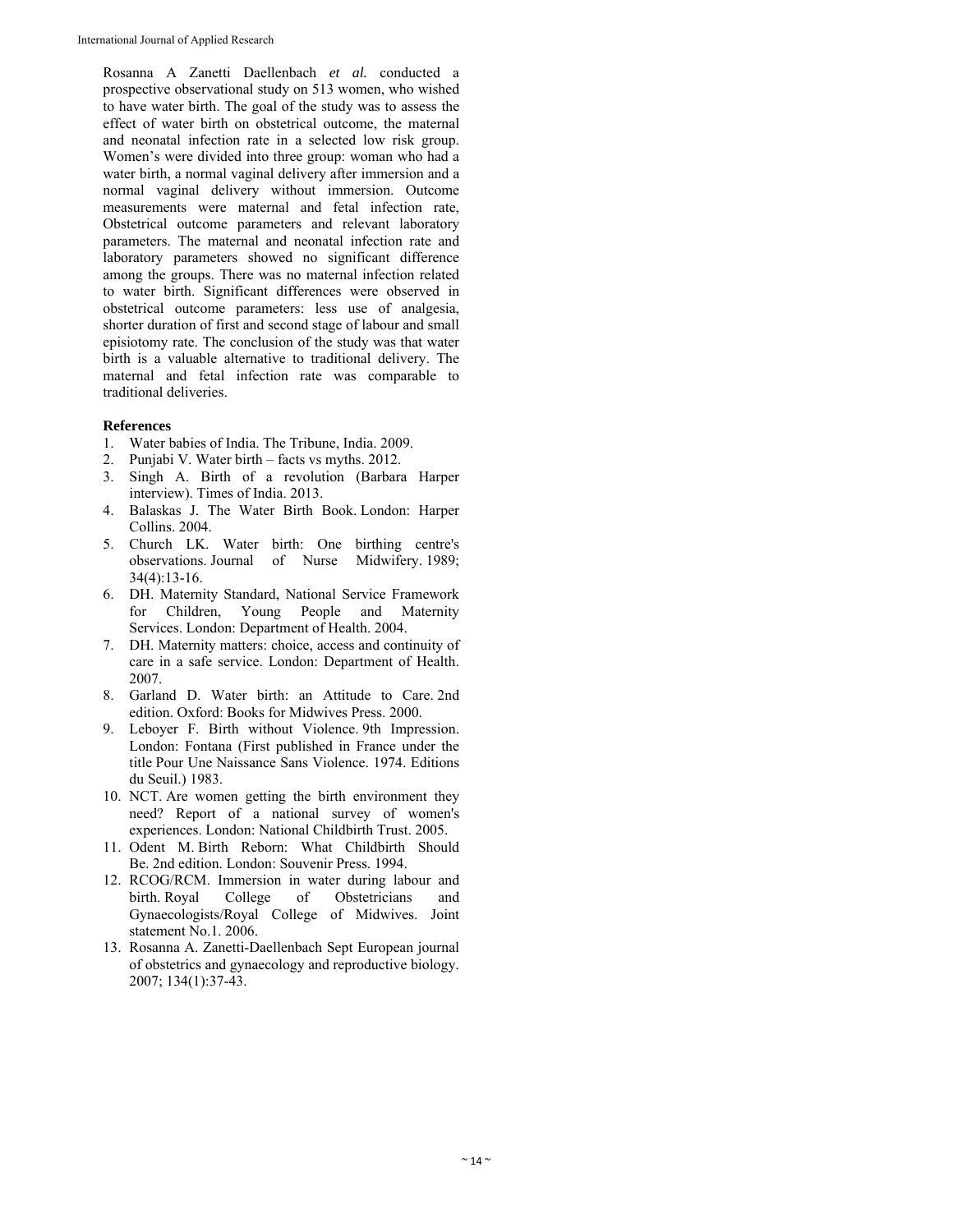Rosanna A Zanetti Daellenbach *et al.* conducted a prospective observational study on 513 women, who wished to have water birth. The goal of the study was to assess the effect of water birth on obstetrical outcome, the maternal and neonatal infection rate in a selected low risk group. Women's were divided into three group: woman who had a water birth, a normal vaginal delivery after immersion and a normal vaginal delivery without immersion. Outcome measurements were maternal and fetal infection rate, Obstetrical outcome parameters and relevant laboratory parameters. The maternal and neonatal infection rate and laboratory parameters showed no significant difference among the groups. There was no maternal infection related to water birth. Significant differences were observed in obstetrical outcome parameters: less use of analgesia, shorter duration of first and second stage of labour and small episiotomy rate. The conclusion of the study was that water birth is a valuable alternative to traditional delivery. The maternal and fetal infection rate was comparable to traditional deliveries.

## References

1. Water babies of India. The Tribune, India. 2009.
2. Punjabi V. Water birth – facts vs myths. 2012.
3. Singh A. Birth of a revolution (Barbara Harper interview). Times of India. 2013.
4. Balaskas J. The Water Birth Book. London: Harper Collins. 2004.
5. Church LK. Water birth: One birthing centre's observations. Journal of Nurse Midwifery. 1989; 34(4):13-16.
6. DH. Maternity Standard, National Service Framework for Children, Young People and Maternity Services. London: Department of Health. 2004.
7. DH. Maternity matters: choice, access and continuity of care in a safe service. London: Department of Health. 2007.
8. Garland D. Water birth: an Attitude to Care. 2nd edition. Oxford: Books for Midwives Press. 2000.
9. Leboyer F. Birth without Violence. 9th Impression. London: Fontana (First published in France under the title Pour Une Naissance Sans Violence. 1974. Editions du Seuil.) 1983.
10. NCT. Are women getting the birth environment they need? Report of a national survey of women's experiences. London: National Childbirth Trust. 2005.
11. Odent M. Birth Reborn: What Childbirth Should Be. 2nd edition. London: Souvenir Press. 1994.
12. RCOG/RCM. Immersion in water during labour and birth. Royal College of Obstetricians and Gynaecologists/Royal College of Midwives. Joint statement No.1. 2006.
13. Rosanna A. Zanetti-Daellenbach Sept European journal of obstetrics and gynaecology and reproductive biology. 2007; 134(1):37-43.